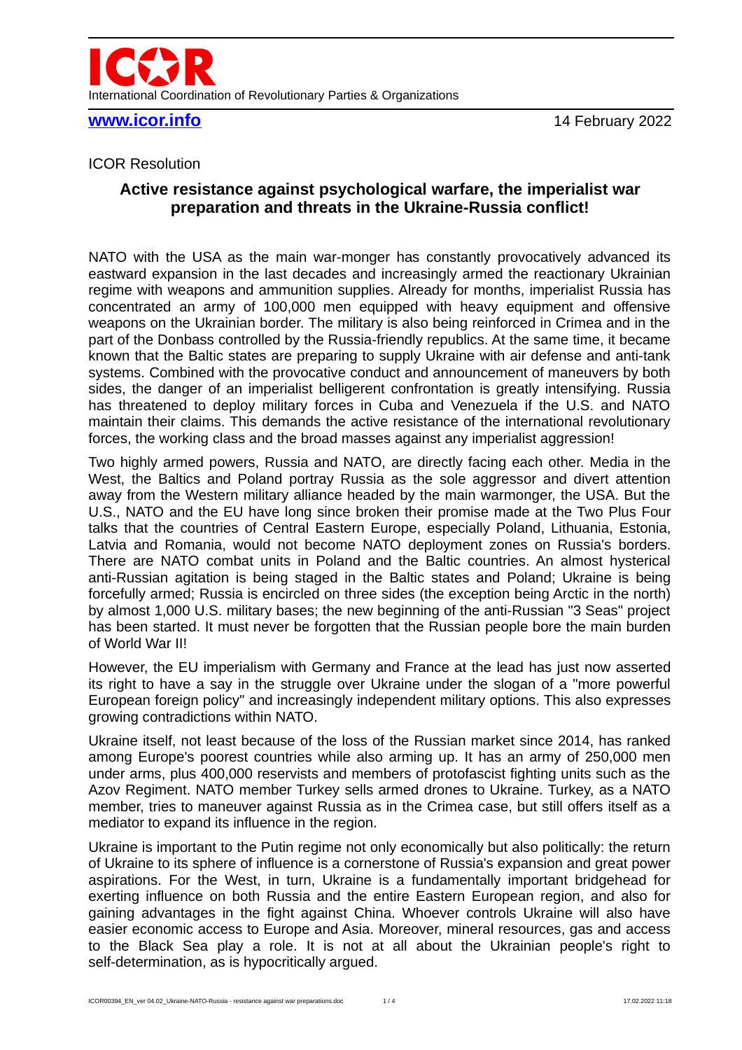# ICOR

International Coordination of Revolutionary Parties & Organizations

**www.icor.info** 14 February 2022

ICOR Resolution

## Active resistance against psychological warfare, the imperialist war preparation and threats in the Ukraine-Russia conflict!

NATO with the USA as the main war-monger has constantly provocatively advanced its eastward expansion in the last decades and increasingly armed the reactionary Ukrainian regime with weapons and ammunition supplies. Already for months, imperialist Russia has concentrated an army of 100,000 men equipped with heavy equipment and offensive weapons on the Ukrainian border. The military is also being reinforced in Crimea and in the part of the Donbass controlled by the Russia-friendly republics. At the same time, it became known that the Baltic states are preparing to supply Ukraine with air defense and anti-tank systems. Combined with the provocative conduct and announcement of maneuvers by both sides, the danger of an imperialist belligerent confrontation is greatly intensifying. Russia has threatened to deploy military forces in Cuba and Venezuela if the U.S. and NATO maintain their claims. This demands the active resistance of the international revolutionary forces, the working class and the broad masses against any imperialist aggression!

Two highly armed powers, Russia and NATO, are directly facing each other. Media in the West, the Baltics and Poland portray Russia as the sole aggressor and divert attention away from the Western military alliance headed by the main warmonger, the USA. But the U.S., NATO and the EU have long since broken their promise made at the Two Plus Four talks that the countries of Central Eastern Europe, especially Poland, Lithuania, Estonia, Latvia and Romania, would not become NATO deployment zones on Russia's borders. There are NATO combat units in Poland and the Baltic countries. An almost hysterical anti-Russian agitation is being staged in the Baltic states and Poland; Ukraine is being forcefully armed; Russia is encircled on three sides (the exception being Arctic in the north) by almost 1,000 U.S. military bases; the new beginning of the anti-Russian "3 Seas" project has been started. It must never be forgotten that the Russian people bore the main burden of World War II!

However, the EU imperialism with Germany and France at the lead has just now asserted its right to have a say in the struggle over Ukraine under the slogan of a "more powerful European foreign policy" and increasingly independent military options. This also expresses growing contradictions within NATO.

Ukraine itself, not least because of the loss of the Russian market since 2014, has ranked among Europe's poorest countries while also arming up. It has an army of 250,000 men under arms, plus 400,000 reservists and members of protofascist fighting units such as the Azov Regiment. NATO member Turkey sells armed drones to Ukraine. Turkey, as a NATO member, tries to maneuver against Russia as in the Crimea case, but still offers itself as a mediator to expand its influence in the region.

Ukraine is important to the Putin regime not only economically but also politically: the return of Ukraine to its sphere of influence is a cornerstone of Russia's expansion and great power aspirations. For the West, in turn, Ukraine is a fundamentally important bridgehead for exerting influence on both Russia and the entire Eastern European region, and also for gaining advantages in the fight against China. Whoever controls Ukraine will also have easier economic access to Europe and Asia. Moreover, mineral resources, gas and access to the Black Sea play a role. It is not at all about the Ukrainian people's right to self-determination, as is hypocritically argued.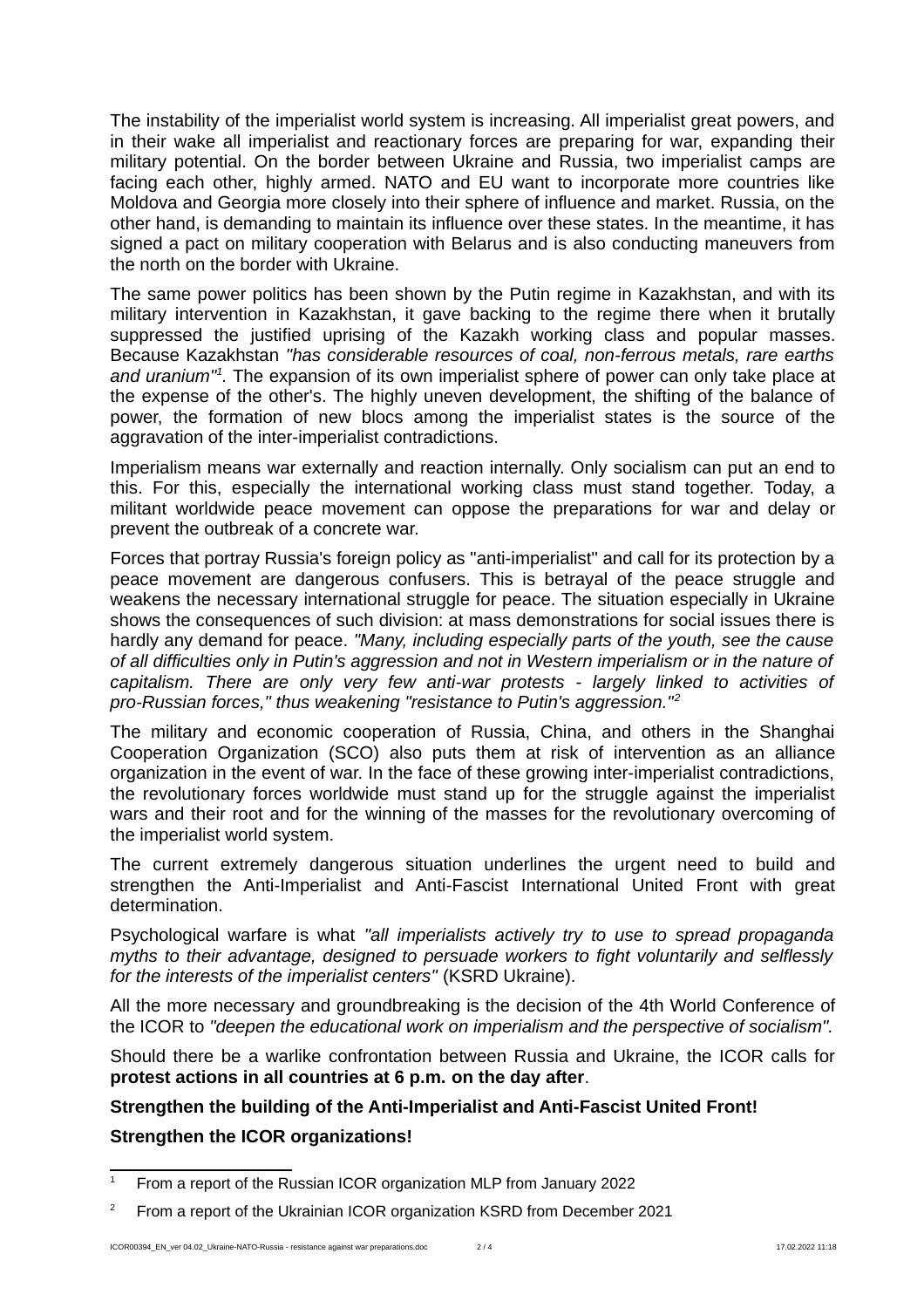The instability of the imperialist world system is increasing. All imperialist great powers, and in their wake all imperialist and reactionary forces are preparing for war, expanding their military potential. On the border between Ukraine and Russia, two imperialist camps are facing each other, highly armed. NATO and EU want to incorporate more countries like Moldova and Georgia more closely into their sphere of influence and market. Russia, on the other hand, is demanding to maintain its influence over these states. In the meantime, it has signed a pact on military cooperation with Belarus and is also conducting maneuvers from the north on the border with Ukraine.

The same power politics has been shown by the Putin regime in Kazakhstan, and with its military intervention in Kazakhstan, it gave backing to the regime there when it brutally suppressed the justified uprising of the Kazakh working class and popular masses. Because Kazakhstan *"has considerable resources of coal, non-ferrous metals, rare earths and uranium"*[1]. The expansion of its own imperialist sphere of power can only take place at the expense of the other's. The highly uneven development, the shifting of the balance of power, the formation of new blocs among the imperialist states is the source of the aggravation of the inter-imperialist contradictions.

Imperialism means war externally and reaction internally. Only socialism can put an end to this. For this, especially the international working class must stand together. Today, a militant worldwide peace movement can oppose the preparations for war and delay or prevent the outbreak of a concrete war.

Forces that portray Russia's foreign policy as "anti-imperialist" and call for its protection by a peace movement are dangerous confusers. This is betrayal of the peace struggle and weakens the necessary international struggle for peace. The situation especially in Ukraine shows the consequences of such division: at mass demonstrations for social issues there is hardly any demand for peace. *"Many, including especially parts of the youth, see the cause of all difficulties only in Putin's aggression and not in Western imperialism or in the nature of capitalism. There are only very few anti-war protests - largely linked to activities of pro-Russian forces," thus weakening "resistance to Putin's aggression."*[2]

The military and economic cooperation of Russia, China, and others in the Shanghai Cooperation Organization (SCO) also puts them at risk of intervention as an alliance organization in the event of war. In the face of these growing inter-imperialist contradictions, the revolutionary forces worldwide must stand up for the struggle against the imperialist wars and their root and for the winning of the masses for the revolutionary overcoming of the imperialist world system.

The current extremely dangerous situation underlines the urgent need to build and strengthen the Anti-Imperialist and Anti-Fascist International United Front with great determination.

Psychological warfare is what *"all imperialists actively try to use to spread propaganda myths to their advantage, designed to persuade workers to fight voluntarily and selflessly for the interests of the imperialist centers"* (KSRD Ukraine).

All the more necessary and groundbreaking is the decision of the 4th World Conference of the ICOR to *"deepen the educational work on imperialism and the perspective of socialism".*

Should there be a warlike confrontation between Russia and Ukraine, the ICOR calls for **protest actions in all countries at 6 p.m. on the day after**.

**Strengthen the building of the Anti-Imperialist and Anti-Fascist United Front!**

**Strengthen the ICOR organizations!**

---

[1] From a report of the Russian ICOR organization MLP from January 2022

[2] From a report of the Ukrainian ICOR organization KSRD from December 2021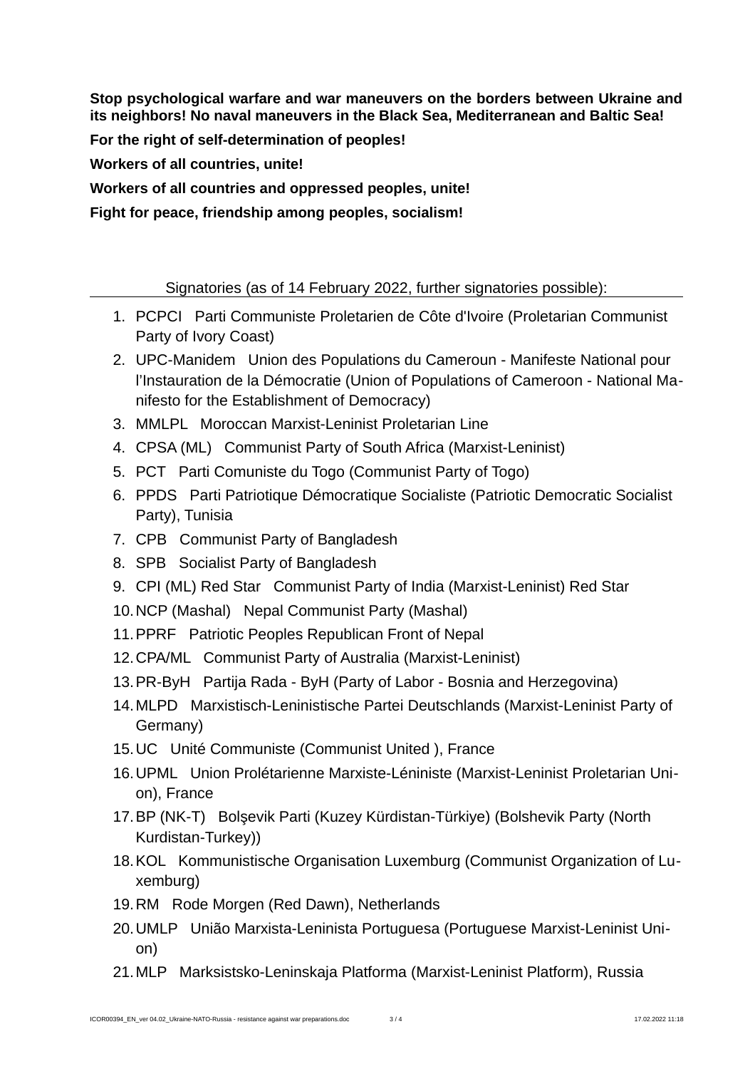**Stop psychological warfare and war maneuvers on the borders between Ukraine and its neighbors! No naval maneuvers in the Black Sea, Mediterranean and Baltic Sea!**

**For the right of self-determination of peoples!**

**Workers of all countries, unite!**

**Workers of all countries and oppressed peoples, unite!**

**Fight for peace, friendship among peoples, socialism!**

Signatories (as of 14 February 2022, further signatories possible):

1. PCPCI   Parti Communiste Proletarien de Côte d'Ivoire (Proletarian Communist Party of Ivory Coast)
2. UPC-Manidem   Union des Populations du Cameroun - Manifeste National pour l'Instauration de la Démocratie (Union of Populations of Cameroon - National Manifesto for the Establishment of Democracy)
3. MMLPL   Moroccan Marxist-Leninist Proletarian Line
4. CPSA (ML)   Communist Party of South Africa (Marxist-Leninist)
5. PCT   Parti Comuniste du Togo (Communist Party of Togo)
6. PPDS   Parti Patriotique Démocratique Socialiste (Patriotic Democratic Socialist Party), Tunisia
7. CPB   Communist Party of Bangladesh
8. SPB   Socialist Party of Bangladesh
9. CPI (ML) Red Star   Communist Party of India (Marxist-Leninist) Red Star
10. NCP (Mashal)   Nepal Communist Party (Mashal)
11. PPRF   Patriotic Peoples Republican Front of Nepal
12. CPA/ML   Communist Party of Australia (Marxist-Leninist)
13. PR-ByH   Partija Rada - ByH (Party of Labor - Bosnia and Herzegovina)
14. MLPD   Marxistisch-Leninistische Partei Deutschlands (Marxist-Leninist Party of Germany)
15. UC   Unité Communiste (Communist United ), France
16. UPML   Union Prolétarienne Marxiste-Léniniste (Marxist-Leninist Proletarian Union), France
17. BP (NK-T)   Bolşevik Parti (Kuzey Kürdistan-Türkiye) (Bolshevik Party (North Kurdistan-Turkey))
18. KOL   Kommunistische Organisation Luxemburg (Communist Organization of Luxemburg)
19. RM   Rode Morgen (Red Dawn), Netherlands
20. UMLP   União Marxista-Leninista Portuguesa (Portuguese Marxist-Leninist Union)
21. MLP   Marksistsko-Leninskaja Platforma (Marxist-Leninist Platform), Russia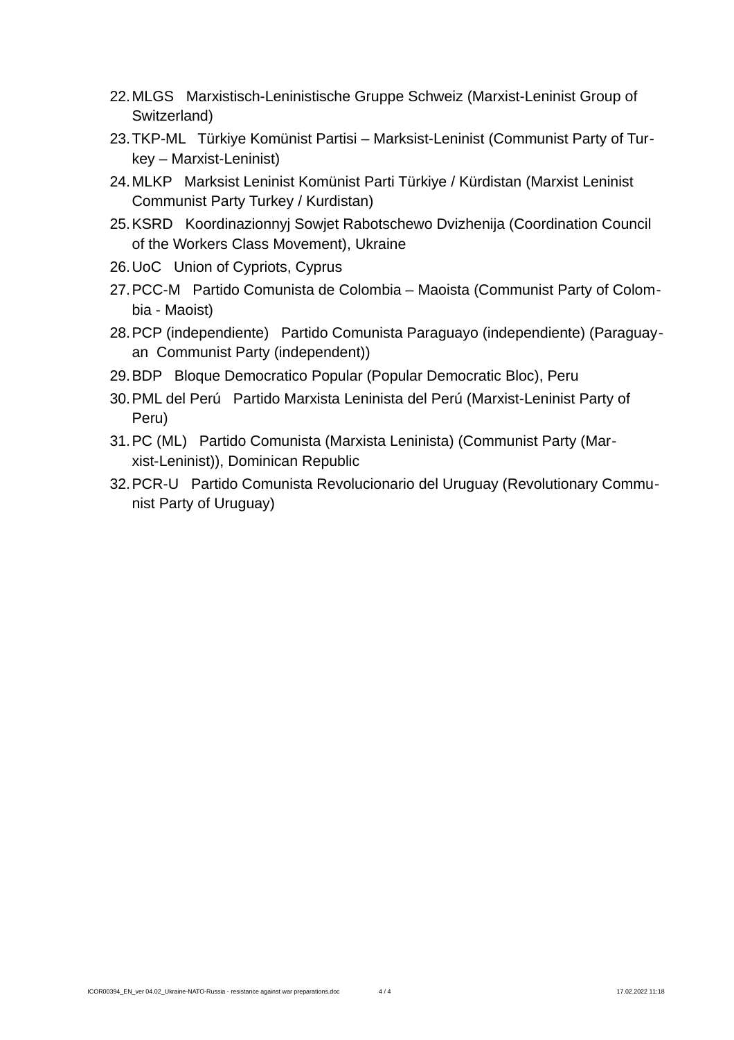22. MLGS   Marxistisch-Leninistische Gruppe Schweiz (Marxist-Leninist Group of Switzerland)
23. TKP-ML   Türkiye Komünist Partisi – Marksist-Leninist (Communist Party of Turkey – Marxist-Leninist)
24. MLKP   Marksist Leninist Komünist Parti Türkiye / Kürdistan (Marxist Leninist Communist Party Turkey / Kurdistan)
25. KSRD   Koordinazionnyj Sowjet Rabotschewo Dvizhenija (Coordination Council of the Workers Class Movement), Ukraine
26. UoC   Union of Cypriots, Cyprus
27. PCC-M   Partido Comunista de Colombia – Maoista (Communist Party of Colombia - Maoist)
28. PCP (independiente)   Partido Comunista Paraguayo (independiente) (Paraguayan Communist Party (independent))
29. BDP   Bloque Democratico Popular (Popular Democratic Bloc), Peru
30. PML del Perú   Partido Marxista Leninista del Perú (Marxist-Leninist Party of Peru)
31. PC (ML)   Partido Comunista (Marxista Leninista) (Communist Party (Marxist-Leninist)), Dominican Republic
32. PCR-U   Partido Comunista Revolucionario del Uruguay (Revolutionary Communist Party of Uruguay)